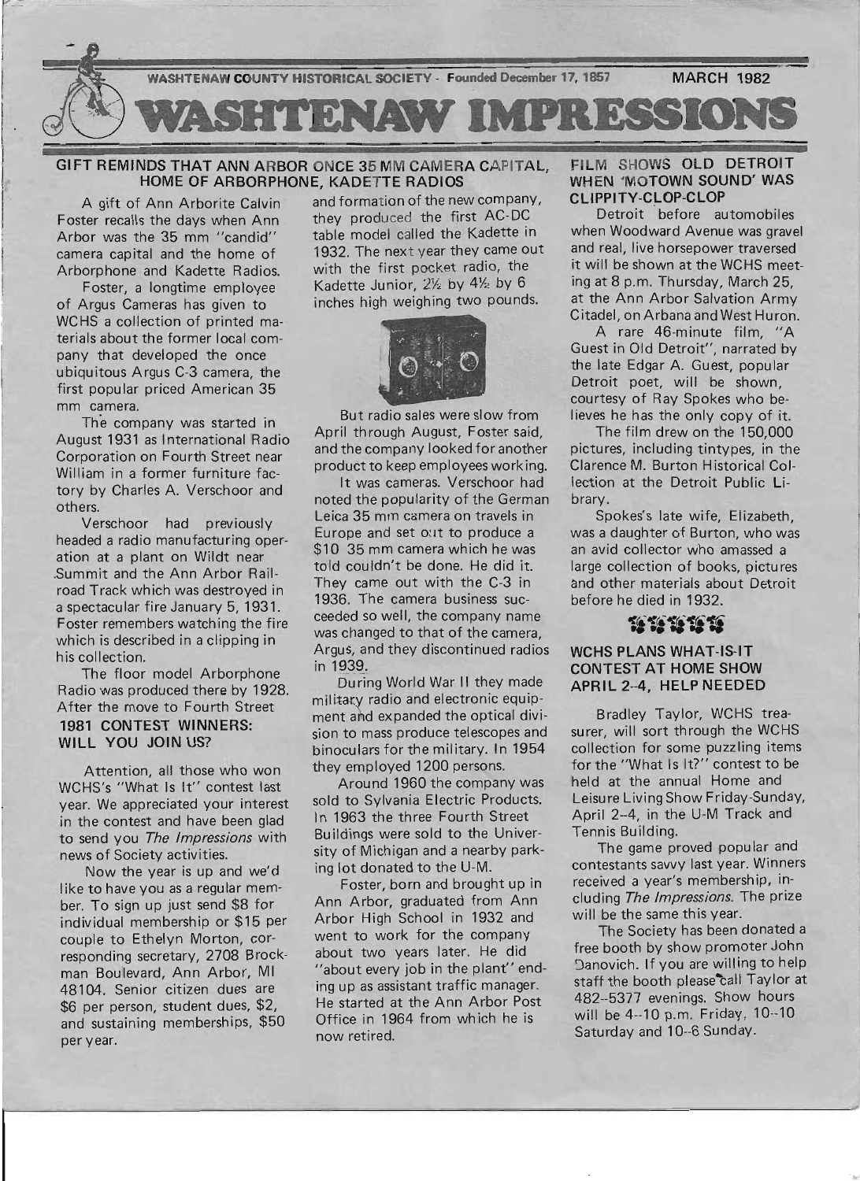WASHTENAW COUNTY HISTORICAL SOCIETY - Founded December 17, 1857 — MARCH 1982

# WASHTENAW IMPRESSIONS

## GIFT REMINDS THAT ANN ARBOR ONCE 35 MM CAMERA CAPITAL, HOME OF ARBORPHONE, KADETTE RADIOS

A gift of Ann Arborite Calvin Foster recalls the days when Ann Arbor was the 35 mm "candid" camera capital and the home of Arborphone and Kadette Radios.

Foster, a longtime employee of Argus Cameras has given to WCHS a collection of printed materials about the former local company that developed the once ubiquitous Argus C-3 camera, the first popular priced American 35 mm camera.

The company was started in August 1931 as International Radio Corporation on Fourth Street near William in a former furniture factory by Charles A. Verschoor and others.

Verschoor had previously headed a radio manufacturing operation at a plant on Wildt near Summit and the Ann Arbor Railroad Track which was destroyed in a spectacular fire January 5, 1931. Foster remembers watching the fire which is described in a clipping in his collection.

The floor model Arborphone Radio was produced there by 1928. After the move to Fourth Street and formation of the new company, they produced the first AC-DC table model called the Kadette in 1932. The next year they came out with the first pocket radio, the Kadette Junior, 2½ by 4½ by 6 inches high weighing two pounds.

But radio sales were slow from April through August, Foster said, and the company looked for another product to keep employees working.

It was cameras. Verschoor had noted the popularity of the German Leica 35 mm camera on travels in Europe and set out to produce a $10 35 mm camera which he was told couldn't be done. He did it. They came out with the C-3 in 1936. The camera business succeeded so well, the company name was changed to that of the camera, Argus, and they discontinued radios in 1939.

During World War II they made military radio and electronic equipment and expanded the optical division to mass produce telescopes and binoculars for the military. In 1954 they employed 1200 persons.

Around 1960 the company was sold to Sylvania Electric Products. In 1963 the three Fourth Street Buildings were sold to the University of Michigan and a nearby parking lot donated to the U-M.

Foster, born and brought up in Ann Arbor, graduated from Ann Arbor High School in 1932 and went to work for the company about two years later. He did "about every job in the plant" ending up as assistant traffic manager. He started at the Ann Arbor Post Office in 1964 from which he is now retired.

## 1981 CONTEST WINNERS: WILL YOU JOIN US?

Attention, all those who won WCHS's "What Is It" contest last year. We appreciated your interest in the contest and have been glad to send you *The Impressions* with news of Society activities.

Now the year is up and we'd like to have you as a regular member. To sign up just send $8 for individual membership or $15 per couple to Ethelyn Morton, corresponding secretary, 2708 Brockman Boulevard, Ann Arbor, MI 48104. Senior citizen dues are $6 per person, student dues, $2, and sustaining memberships, $50 per year.

## FILM SHOWS OLD DETROIT WHEN 'MOTOWN SOUND' WAS CLIPPITY-CLOP-CLOP

Detroit before automobiles when Woodward Avenue was gravel and real, live horsepower traversed it will be shown at the WCHS meeting at 8 p.m. Thursday, March 25, at the Ann Arbor Salvation Army Citadel, on Arbana and West Huron.

A rare 46-minute film, "A Guest in Old Detroit", narrated by the late Edgar A. Guest, popular Detroit poet, will be shown, courtesy of Ray Spokes who believes he has the only copy of it.

The film drew on the 150,000 pictures, including tintypes, in the Clarence M. Burton Historical Collection at the Detroit Public Library.

Spokes's late wife, Elizabeth, was a daughter of Burton, who was an avid collector who amassed a large collection of books, pictures and other materials about Detroit before he died in 1932.

## WCHS PLANS WHAT-IS-IT CONTEST AT HOME SHOW APRIL 2-4, HELP NEEDED

Bradley Taylor, WCHS treasurer, will sort through the WCHS collection for some puzzling items for the "What Is It?" contest to be held at the annual Home and Leisure Living Show Friday-Sunday, April 2-4, in the U-M Track and Tennis Building.

The game proved popular and contestants savvy last year. Winners received a year's membership, including *The Impressions*. The prize will be the same this year.

The Society has been donated a free booth by show promoter John Danovich. If you are willing to help staff the booth please call Taylor at 482-5377 evenings. Show hours will be 4--10 p.m. Friday, 10--10 Saturday and 10--6 Sunday.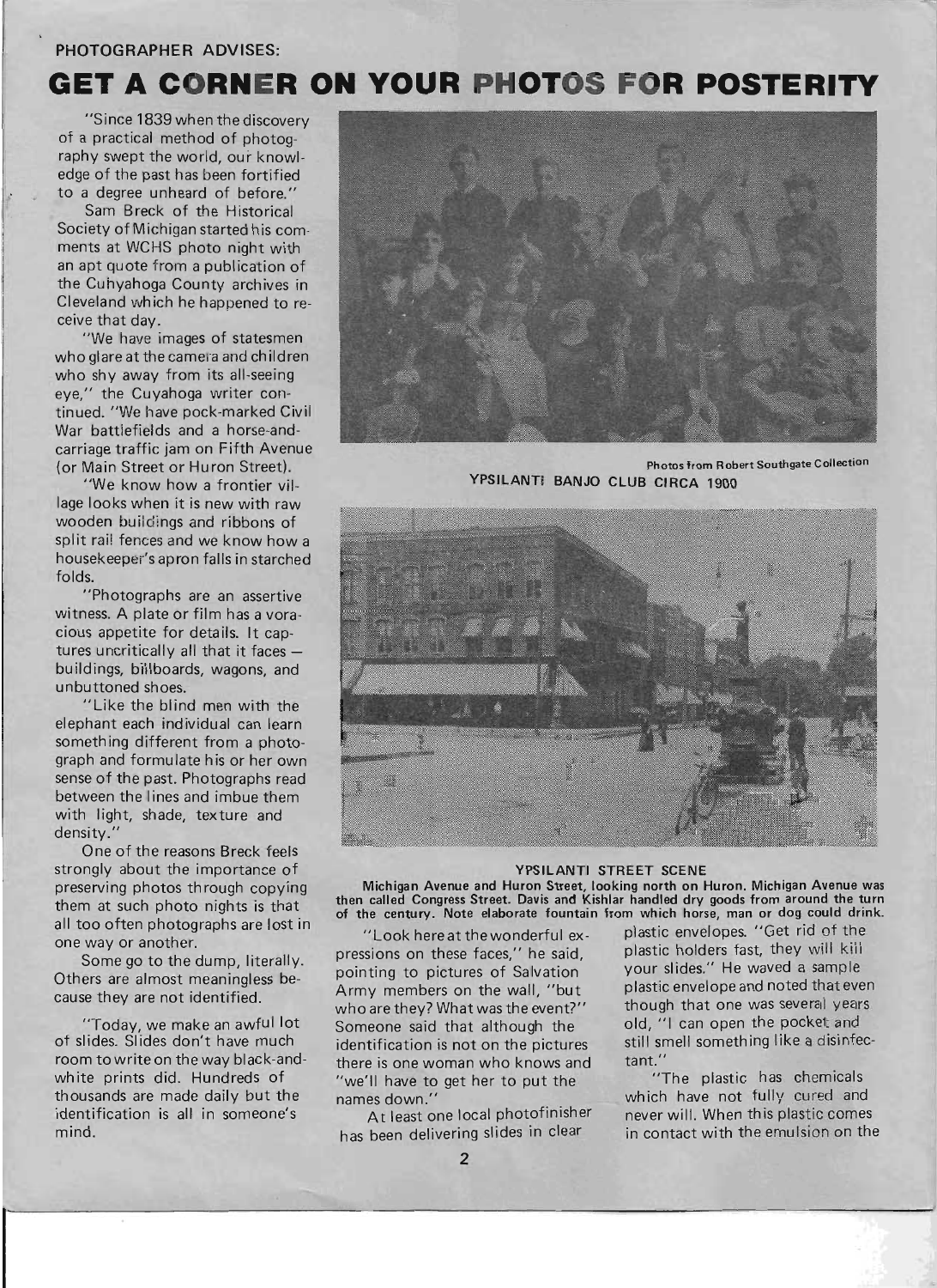PHOTOGRAPHER ADVISES:

# GET A CORNER ON YOUR PHOTOS FOR POSTERITY

"Since 1839 when the discovery of a practical method of photography swept the world, our knowledge of the past has been fortified to a degree unheard of before."

Sam Breck of the Historical Society of Michigan started his comments at WCHS photo night with an apt quote from a publication of the Cuhyahoga County archives in Cleveland which he happened to receive that day.

"We have images of statesmen who glare at the camera and children who shy away from its all-seeing eye," the Cuyahoga writer continued. "We have pock-marked Civil War battlefields and a horse-and-carriage traffic jam on Fifth Avenue (or Main Street or Huron Street).

"We know how a frontier village looks when it is new with raw wooden buildings and ribbons of split rail fences and we know how a housekeeper's apron falls in starched folds.

"Photographs are an assertive witness. A plate or film has a voracious appetite for details. It captures uncritically all that it faces — buildings, billboards, wagons, and unbuttoned shoes.

"Like the blind men with the elephant each individual can learn something different from a photograph and formulate his or her own sense of the past. Photographs read between the lines and imbue them with light, shade, texture and density."

One of the reasons Breck feels strongly about the importance of preserving photos through copying them at such photo nights is that all too often photographs are lost in one way or another.

Some go to the dump, literally. Others are almost meaningless because they are not identified.

"Today, we make an awful lot of slides. Slides don't have much room to write on the way black-and-white prints did. Hundreds of thousands are made daily but the identification is all in someone's mind.

Photos from Robert Southgate Collection

YPSILANTI BANJO CLUB CIRCA 1900

YPSILANTI STREET SCENE

Michigan Avenue and Huron Street, looking north on Huron. Michigan Avenue was then called Congress Street. Davis and Kishlar handled dry goods from around the turn of the century. Note elaborate fountain from which horse, man or dog could drink.

"Look here at the wonderful expressions on these faces," he said, pointing to pictures of Salvation Army members on the wall, "but who are they? What was the event?" Someone said that although the identification is not on the pictures there is one woman who knows and "we'll have to get her to put the names down."

At least one local photofinisher has been delivering slides in clear plastic envelopes. "Get rid of the plastic holders fast, they will kill your slides." He waved a sample plastic envelope and noted that even though that one was several years old, "I can open the pocket and still smell something like a disinfectant."

"The plastic has chemicals which have not fully cured and never will. When this plastic comes in contact with the emulsion on the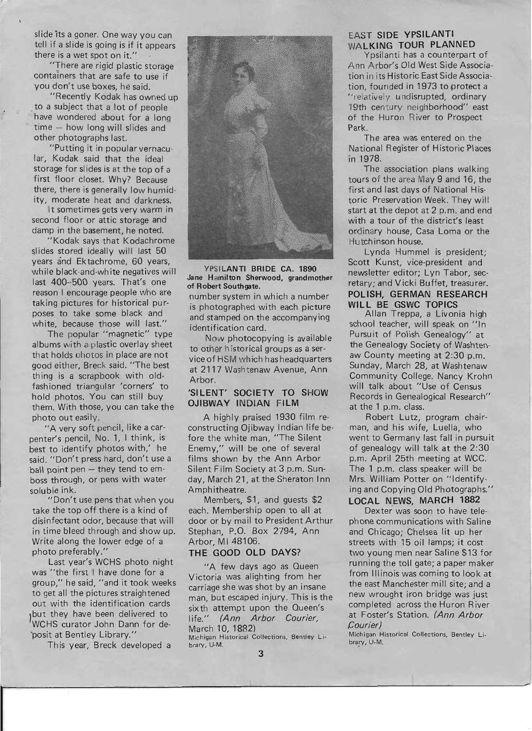slide its a goner. One way you can tell if a slide is going is if it appears there is a wet spot on it."

"There are rigid plastic storage containers that are safe to use if you don't use boxes, he said.

"Recently Kodak has owned up to a subject that a lot of people have wondered about for a long time -- how long will slides and other photographs last.

"Putting it in popular vernacular, Kodak said that the ideal storage for slides is at the top of a first floor closet. Why? Because there, there is generally low humidity, moderate heat and darkness.

It sometimes gets very warm in second floor or attic storage and damp in the basement, he noted.

"Kodak says that Kodachrome slides stored ideally will last 50 years and Ektachrome, 60 years, while black-and-white negatives will last 400-500 years. That's one reason I encourage people who are taking pictures for historical purposes to take some black and white, because those will last."

The popular "magnetic" type albums with a plastic overlay sheet that holds photos in place are not good either, Breck said. "The best thing is a scrapbook with old-fashioned triangular 'corners' to hold photos. You can still buy them. With those, you can take the photo out easily.

"A very soft pencil, like a carpenter's pencil, No. 1, I think, is best to identify photos with,' he said. "Don't press hard, don't use a ball point pen -- they tend to emboss through, or pens with water soluble ink.

"Don't use pens that when you take the top off there is a kind of disinfectant odor, because that will in time bleed through and show up. Write along the lower edge of a photo preferably."

Last year's WCHS photo night was "the first I have done for a group," he said, "and it took weeks to get all the pictures straightened out with the identification cards but they have been delivered to WCHS curator John Dann for deposit at Bentley Library."

This year, Breck developed a number system in which a number is photographed with each picture and stamped on the accompanying identification card.

Now photocopying is available to other historical groups as a service of HSM which has headquarters at 2117 Washtenaw Avenue, Ann Arbor.

**YPSILANTI BRIDE CA. 1890**
**Jane Hamilton Sherwood, grandmother of Robert Southgate.**

## 'SILENT' SOCIETY TO SHOW OJIBWAY INDIAN FILM

A highly praised 1930 film reconstructing Ojibway Indian life before the white man, "The Silent Enemy," will be one of several films shown by the Ann Arbor Silent Film Society at 3 p.m. Sunday, March 21, at the Sheraton Inn Amphitheatre.

Members, $1, and guests $2 each. Membership open to all at door or by mail to President Arthur Stephan, P.O. Box 2794, Ann Arbor, MI 48106.

## THE GOOD OLD DAYS?

"A few days ago as Queen Victoria was alighting from her carriage she was shot by an insane man, but escaped injury. This is the sixth attempt upon the Queen's life." *(Ann Arbor Courier,* March 10, 1882)

Michigan Historical Collections, Bentley Library, U-M.

## EAST SIDE YPSILANTI WALKING TOUR PLANNED

Ypsilanti has a counterpart of Ann Arbor's Old West Side Association in its Historic East Side Association, founded in 1973 to protect a "relatively undisrupted, ordinary 19th century neighborhood" east of the Huron River to Prospect Park.

The area was entered on the National Register of Historic Places in 1978.

The association plans walking tours of the area May 9 and 16, the first and last days of National Historic Preservation Week. They will start at the depot at 2 p.m. and end with a tour of the district's least ordinary house, Casa Loma or the Hutchinson house.

Lynda Hummel is president; Scott Kunst, vice-president and newsletter editor; Lyn Tabor, secretary; and Vicki Buffet, treasurer.

## POLISH, GERMAN RESEARCH WILL BE GSWC TOPICS

Allan Treppa, a Livonia high school teacher, will speak on "In Pursuit of Polish Genealogy" at the Genealogy Society of Washtenaw County meeting at 2:30 p.m. Sunday, March 28, at Washtenaw Community College. Nancy Krohn will talk about "Use of Census Records in Genealogical Research" at the 1 p.m. class.

Robert Lutz, program chairman, and his wife, Luella, who went to Germany last fall in pursuit of genealogy will talk at the 2:30 p.m. April 25th meeting at WCC. The 1 p.m. class speaker will be Mrs. William Potter on "Identifying and Copying Old Photographs."

## LOCAL NEWS, MARCH 1882

Dexter was soon to have telephone communications with Saline and Chicago; Chelsea lit up her streets with 15 oil lamps; it cost two young men near Saline $13 for running the toll gate; a paper maker from Illinois was coming to look at the east Manchester mill site; and a new wrought iron bridge was just completed across the Huron River at Foster's Station. *(Ann Arbor Courier)*

Michigan Historical Collections, Bentley Library, U-M.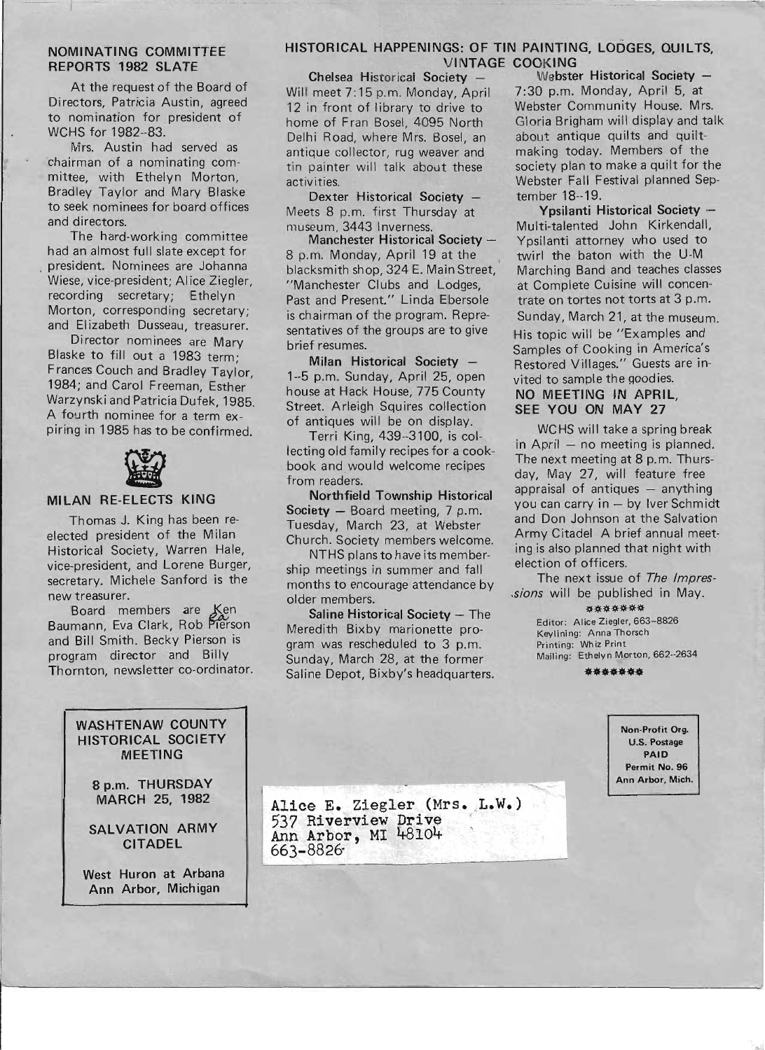## NOMINATING COMMITTEE REPORTS 1982 SLATE

At the request of the Board of Directors, Patricia Austin, agreed to nomination for president of WCHS for 1982-83.

Mrs. Austin had served as chairman of a nominating committee, with Ethelyn Morton, Bradley Taylor and Mary Blaske to seek nominees for board offices and directors.

The hard-working committee had an almost full slate except for president. Nominees are Johanna Wiese, vice-president; Alice Ziegler, recording secretary; Ethelyn Morton, corresponding secretary; and Elizabeth Dusseau, treasurer.

Director nominees are Mary Blaske to fill out a 1983 term; Frances Couch and Bradley Taylor, 1984; and Carol Freeman, Esther Warzynski and Patricia Dufek, 1985. A fourth nominee for a term expiring in 1985 has to be confirmed.

## MILAN RE-ELECTS KING

Thomas J. King has been re-elected president of the Milan Historical Society, Warren Hale, vice-president, and Lorene Burger, secretary. Michele Sanford is the new treasurer.

Board members are Ken Baumann, Eva Clark, Rob Pierson and Bill Smith. Becky Pierson is program director and Billy Thornton, newsletter co-ordinator.

## HISTORICAL HAPPENINGS: OF TIN PAINTING, LODGES, QUILTS, VINTAGE COOKING

**Chelsea Historical Society** — Will meet 7:15 p.m. Monday, April 12 in front of library to drive to home of Fran Bosel, 4095 North Delhi Road, where Mrs. Bosel, an antique collector, rug weaver and tin painter will talk about these activities.

**Dexter Historical Society** — Meets 8 p.m. first Thursday at museum, 3443 Inverness.

**Manchester Historical Society** — 8 p.m. Monday, April 19 at the blacksmith shop, 324 E. Main Street, "Manchester Clubs and Lodges, Past and Present." Linda Ebersole is chairman of the program. Representatives of the groups are to give brief resumes.

**Milan Historical Society** — 1-5 p.m. Sunday, April 25, open house at Hack House, 775 County Street. Arleigh Squires collection of antiques will be on display.

Terri King, 439-3100, is collecting old family recipes for a cookbook and would welcome recipes from readers.

**Northfield Township Historical Society** — Board meeting, 7 p.m. Tuesday, March 23, at Webster Church. Society members welcome.

NTHS plans to have its membership meetings in summer and fall months to encourage attendance by older members.

**Saline Historical Society** — The Meredith Bixby marionette program was rescheduled to 3 p.m. Sunday, March 28, at the former Saline Depot, Bixby's headquarters.

**Webster Historical Society** — 7:30 p.m. Monday, April 5, at Webster Community House. Mrs. Gloria Brigham will display and talk about antique quilts and quilt-making today. Members of the society plan to make a quilt for the Webster Fall Festival planned September 18-19.

**Ypsilanti Historical Society** — Multi-talented John Kirkendall, Ypsilanti attorney who used to twirl the baton with the U-M Marching Band and teaches classes at Complete Cuisine will concentrate on tortes not torts at 3 p.m. Sunday, March 21, at the museum. His topic will be "Examples and Samples of Cooking in America's Restored Villages." Guests are invited to sample the goodies.

## NO MEETING IN APRIL, SEE YOU ON MAY 27

WCHS will take a spring break in April — no meeting is planned. The next meeting at 8 p.m. Thursday, May 27, will feature free appraisal of antiques — anything you can carry in — by Iver Schmidt and Don Johnson at the Salvation Army Citadel A brief annual meeting is also planned that night with election of officers.

The next issue of *The Impressions* will be published in May.

\*\*\*\*\*\*\*

Editor: Alice Ziegler, 663-8826
Keylining: Anna Thorsch
Printing: Whiz Print
Mailing: Ethelyn Morton, 662-2634

\*\*\*\*\*\*\*

**WASHTENAW COUNTY HISTORICAL SOCIETY MEETING**

**8 p.m. THURSDAY MARCH 25, 1982**

**SALVATION ARMY CITADEL**

**West Huron at Arbana Ann Arbor, Michigan**

Non-Profit Org.
U.S. Postage
PAID
Permit No. 96
Ann Arbor, Mich.

Alice E. Ziegler (Mrs. L.W.)
537 Riverview Drive
Ann Arbor, MI 48104
663-8826